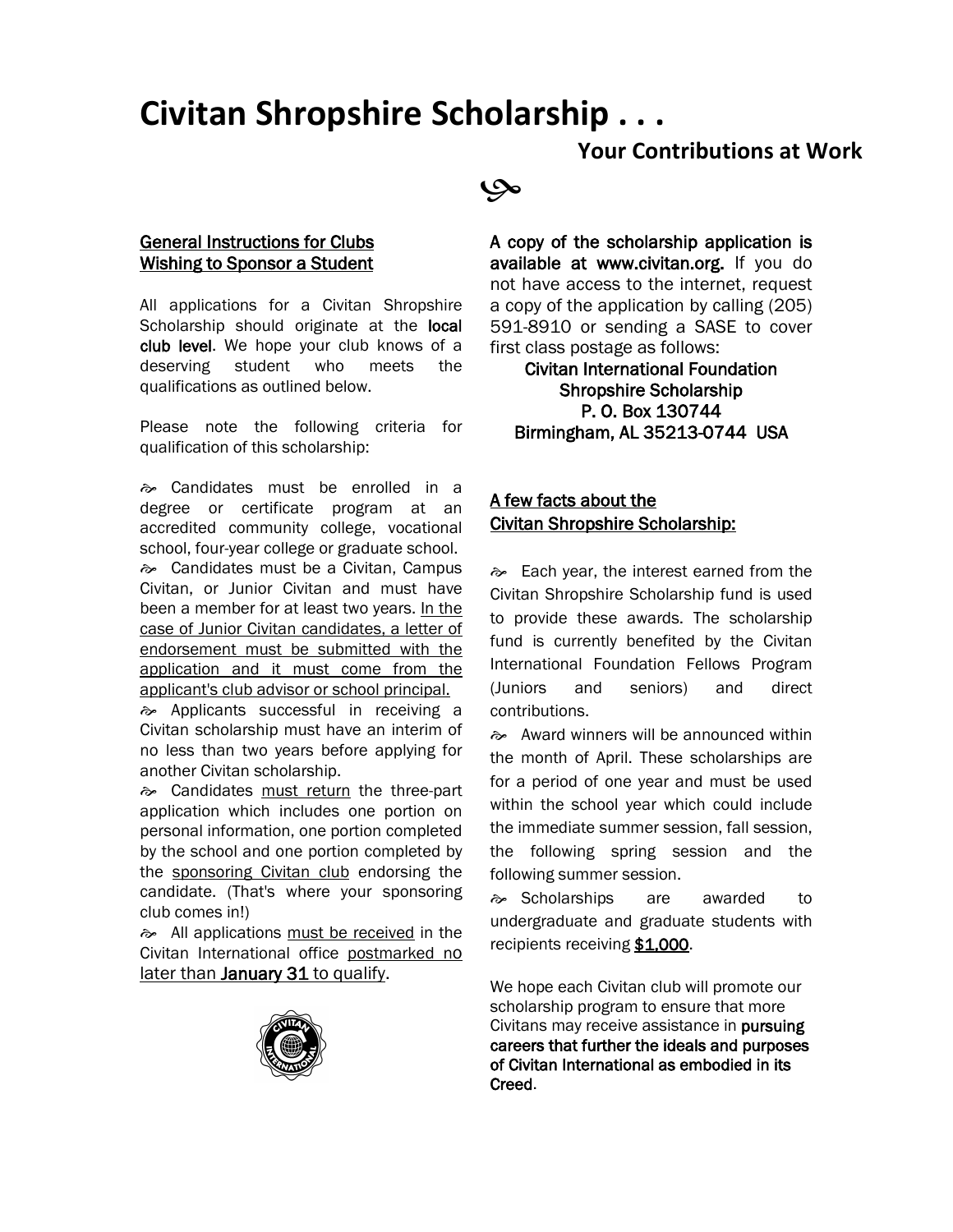# Civitan Shropshire Scholarship . . .

## Your Contributions at Work

### General Instructions for Clubs Wishing to Sponsor a Student

All applications for a Civitan Shropshire Scholarship should originate at the **local club level**. We hope your club knows of a deserving student who meets the qualifications as outlined below.

Please note the following criteria for qualification of this scholarship:

- Candidates must be enrolled in a degree or certificate program at an accredited community college, vocational school, four-year college or graduate school.
- Candidates must be a Civitan, Campus Civitan, or Junior Civitan and must have been a member for at least two years. In the case of Junior Civitan candidates, a letter of endorsement must be submitted with the application and it must come from the applicant's club advisor or school principal.
- Applicants successful in receiving a Civitan scholarship must have an interim of no less than two years before applying for another Civitan scholarship.
- Candidates must return the three-part application which includes one portion on personal information, one portion completed by the school and one portion completed by the sponsoring Civitan club endorsing the candidate. (That's where your sponsoring club comes in!)
- All applications must be received in the Civitan International office postmarked no later than **January 31** to qualify.

**A copy of the scholarship application is available at www.civitan.org.** If you do not have access to the internet, request a copy of the application by calling (205) 591-8910 or sending a SASE to cover first class postage as follows:

Civitan International Foundation
Shropshire Scholarship
P. O. Box 130744
Birmingham, AL 35213-0744 USA

### A few facts about the Civitan Shropshire Scholarship:

- Each year, the interest earned from the Civitan Shropshire Scholarship fund is used to provide these awards. The scholarship fund is currently benefited by the Civitan International Foundation Fellows Program (Juniors and seniors) and direct contributions.
- Award winners will be announced within the month of April. These scholarships are for a period of one year and must be used within the school year which could include the immediate summer session, fall session, the following spring session and the following summer session.
- Scholarships are awarded to undergraduate and graduate students with recipients receiving **$1,000**.

We hope each Civitan club will promote our scholarship program to ensure that more Civitans may receive assistance in **pursuing careers that further the ideals and purposes of Civitan International as embodied in its Creed**.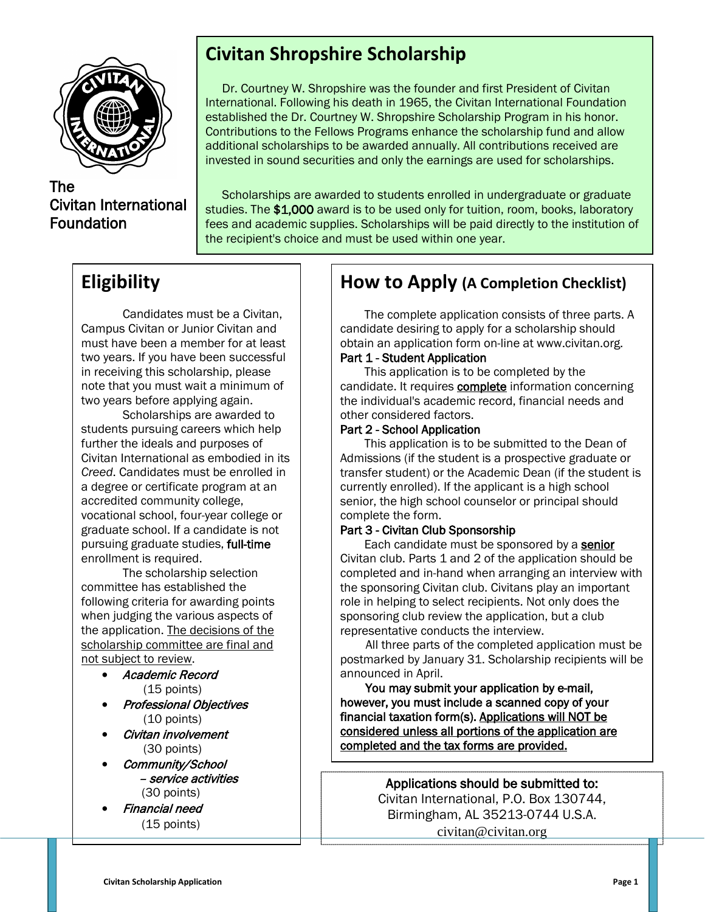The Civitan International Foundation

# Civitan Shropshire Scholarship

Dr. Courtney W. Shropshire was the founder and first President of Civitan International. Following his death in 1965, the Civitan International Foundation established the Dr. Courtney W. Shropshire Scholarship Program in his honor. Contributions to the Fellows Programs enhance the scholarship fund and allow additional scholarships to be awarded annually. All contributions received are invested in sound securities and only the earnings are used for scholarships.

Scholarships are awarded to students enrolled in undergraduate or graduate studies. The $1,000 award is to be used only for tuition, room, books, laboratory fees and academic supplies. Scholarships will be paid directly to the institution of the recipient's choice and must be used within one year.

## Eligibility

Candidates must be a Civitan, Campus Civitan or Junior Civitan and must have been a member for at least two years. If you have been successful in receiving this scholarship, please note that you must wait a minimum of two years before applying again.

Scholarships are awarded to students pursuing careers which help further the ideals and purposes of Civitan International as embodied in its *Creed*. Candidates must be enrolled in a degree or certificate program at an accredited community college, vocational school, four-year college or graduate school. If a candidate is not pursuing graduate studies, **full-time** enrollment is required.

The scholarship selection committee has established the following criteria for awarding points when judging the various aspects of the application. <u>The decisions of the scholarship committee are final and not subject to review</u>.

- *Academic Record* (15 points)
- *Professional Objectives* (10 points)
- *Civitan involvement* (30 points)
- *Community/School – service activities* (30 points)
- *Financial need* (15 points)

## How to Apply (A Completion Checklist)

The complete application consists of three parts. A candidate desiring to apply for a scholarship should obtain an application form on-line at www.civitan.org.

**Part 1 - Student Application**

This application is to be completed by the candidate. It requires <u>**complete**</u> information concerning the individual's academic record, financial needs and other considered factors.

**Part 2 - School Application**

This application is to be submitted to the Dean of Admissions (if the student is a prospective graduate or transfer student) or the Academic Dean (if the student is currently enrolled). If the applicant is a high school senior, the high school counselor or principal should complete the form.

**Part 3 - Civitan Club Sponsorship**

Each candidate must be sponsored by a <u>**senior**</u> Civitan club. Parts 1 and 2 of the application should be completed and in-hand when arranging an interview with the sponsoring Civitan club. Civitans play an important role in helping to select recipients. Not only does the sponsoring club review the application, but a club representative conducts the interview.

All three parts of the completed application must be postmarked by January 31. Scholarship recipients will be announced in April.

**You may submit your application by e-mail, however, you must include a scanned copy of your financial taxation form(s). <u>Applications will NOT be considered unless all portions of the application are completed and the tax forms are provided.</u>**

**Applications should be submitted to:**
Civitan International, P.O. Box 130744,
Birmingham, AL 35213-0744 U.S.A.
civitan@civitan.org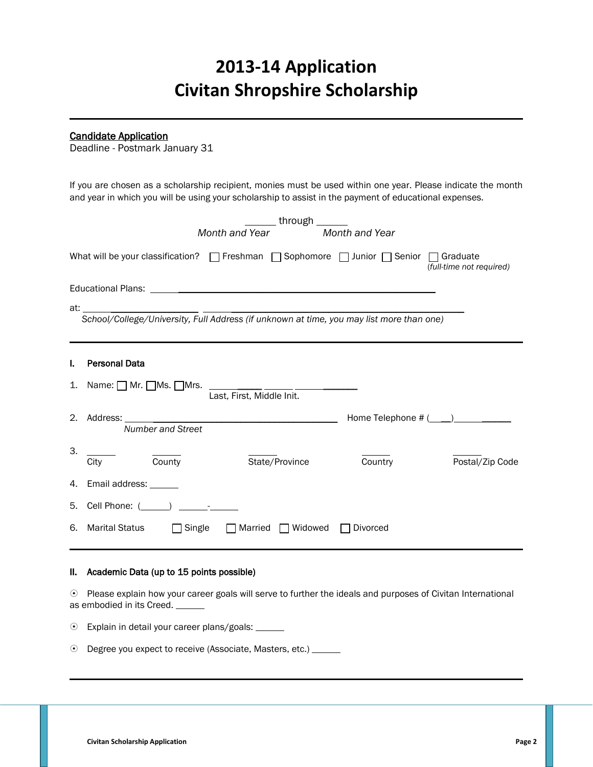# 2013-14 Application
# Civitan Shropshire Scholarship

---

<u>Candidate Application</u>
Deadline - Postmark January 31

If you are chosen as a scholarship recipient, monies must be used within one year. Please indicate the month and year in which you will be using your scholarship to assist in the payment of educational expenses.

______ through ______
*Month and Year* *Month and Year*

What will be your classification? ☐ Freshman ☐ Sophomore ☐ Junior ☐ Senior ☐ Graduate
*(full-time not required)*

Educational Plans: ________________________________________________

at: ____________________ ______________________________________________
*School/College/University, Full Address (if unknown at time, you may list more than one)*

---

**I. Personal Data**

1. Name: ☐ Mr. ☐Ms. ☐Mrs. ____________ ______ ____________
   Last, First, Middle Init.

2. Address: ________________________________________ Home Telephone # (____)____________
   *Number and Street*

3. ______ ______ ______ ______ ______
   City County State/Province Country Postal/Zip Code

4. Email address: ______

5. Cell Phone: (______) ______-______

6. Marital Status ☐ Single ☐ Married ☐ Widowed ☐ Divorced

---

**II. Academic Data (up to 15 points possible)**

⦿ Please explain how your career goals will serve to further the ideals and purposes of Civitan International as embodied in its Creed. ______

⦿ Explain in detail your career plans/goals: ______

⦿ Degree you expect to receive (Associate, Masters, etc.) ______

---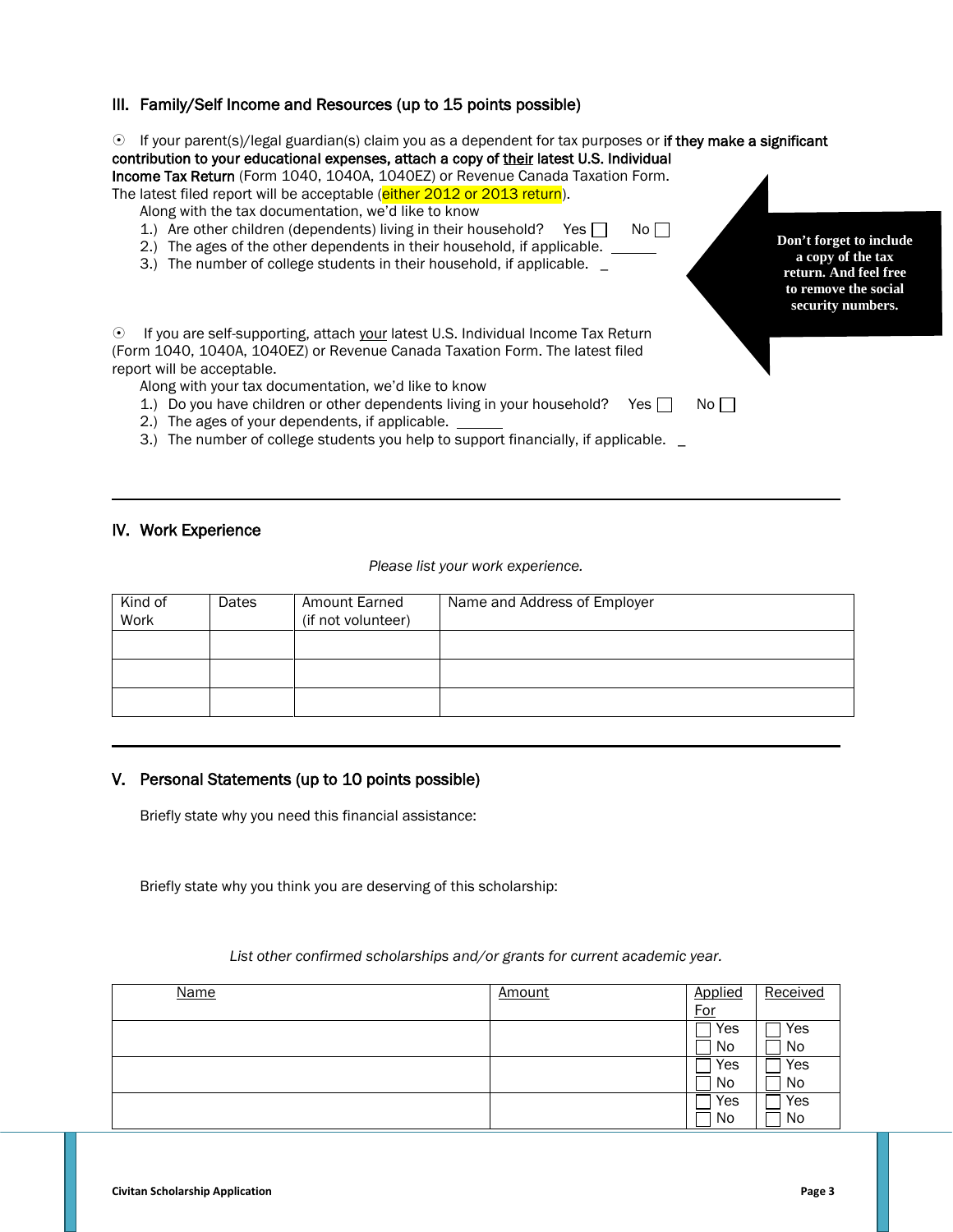## III. Family/Self Income and Resources (up to 15 points possible)

⦿ If your parent(s)/legal guardian(s) claim you as a dependent for tax purposes or **if they make a significant contribution to your educational expenses, attach a copy of <u>their</u> latest U.S. Individual Income Tax Return** (Form 1040, 1040A, 1040EZ) or Revenue Canada Taxation Form. The latest filed report will be acceptable (either 2012 or 2013 return).

Along with the tax documentation, we'd like to know

1.) Are other children (dependents) living in their household? Yes ☐ No ☐
2.) The ages of the other dependents in their household, if applicable. ______
3.) The number of college students in their household, if applicable. _

**Don't forget to include a copy of the tax return. And feel free to remove the social security numbers.**

⦿ If you are self-supporting, attach <u>your</u> latest U.S. Individual Income Tax Return (Form 1040, 1040A, 1040EZ) or Revenue Canada Taxation Form. The latest filed report will be acceptable.

Along with your tax documentation, we'd like to know

1.) Do you have children or other dependents living in your household? Yes ☐ No ☐
2.) The ages of your dependents, if applicable. ______
3.) The number of college students you help to support financially, if applicable. _

---

## IV. Work Experience

*Please list your work experience.*

| Kind of Work | Dates | Amount Earned (if not volunteer) | Name and Address of Employer |
|---|---|---|---|
| | | | |
| | | | |
| | | | |

---

## V. Personal Statements (up to 10 points possible)

Briefly state why you need this financial assistance:

Briefly state why you think you are deserving of this scholarship:

*List other confirmed scholarships and/or grants for current academic year.*

| <u>Name</u> | <u>Amount</u> | <u>Applied For</u> | <u>Received</u> |
|---|---|---|---|
| | | ☐ Yes ☐ No | ☐ Yes ☐ No |
| | | ☐ Yes ☐ No | ☐ Yes ☐ No |
| | | ☐ Yes ☐ No | ☐ Yes ☐ No |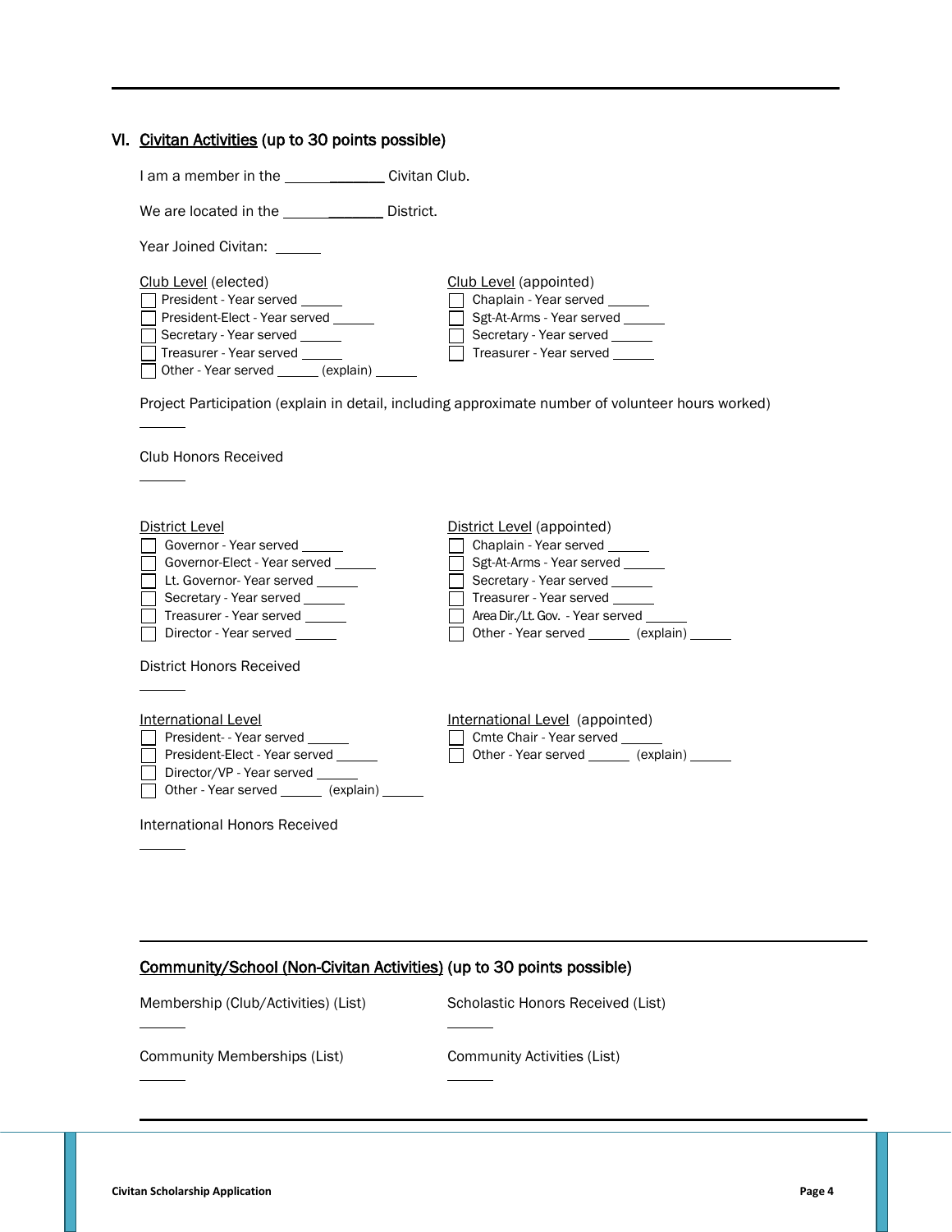## VI. Civitan Activities (up to 30 points possible)

I am a member in the _____________ Civitan Club.

We are located in the _____________ District.

Year Joined Civitan: ______

**Club Level** (elected)

- ☐ President - Year served ______
- ☐ President-Elect - Year served ______
- ☐ Secretary - Year served ______
- ☐ Treasurer - Year served ______
- ☐ Other - Year served ______ (explain) ______

**Club Level** (appointed)

- ☐ Chaplain - Year served ______
- ☐ Sgt-At-Arms - Year served ______
- ☐ Secretary - Year served ______
- ☐ Treasurer - Year served ______

Project Participation (explain in detail, including approximate number of volunteer hours worked)

______

Club Honors Received

______

**District Level**

- ☐ Governor - Year served ______
- ☐ Governor-Elect - Year served ______
- ☐ Lt. Governor- Year served ______
- ☐ Secretary - Year served ______
- ☐ Treasurer - Year served ______
- ☐ Director - Year served ______

**District Level** (appointed)

- ☐ Chaplain - Year served ______
- ☐ Sgt-At-Arms - Year served ______
- ☐ Secretary - Year served ______
- ☐ Treasurer - Year served ______
- ☐ Area Dir./Lt. Gov. - Year served ______
- ☐ Other - Year served ______ (explain) ______

District Honors Received

______

**International Level**

- ☐ President- - Year served ______
- ☐ President-Elect - Year served ______
- ☐ Director/VP - Year served ______
- ☐ Other - Year served ______ (explain) ______

**International Level** (appointed)

- ☐ Cmte Chair - Year served ______
- ☐ Other - Year served ______ (explain) ______

International Honors Received

______

## Community/School (Non-Civitan Activities) (up to 30 points possible)

Membership (Club/Activities) (List)

______

Scholastic Honors Received (List)

______

Community Memberships (List)

______

Community Activities (List)

______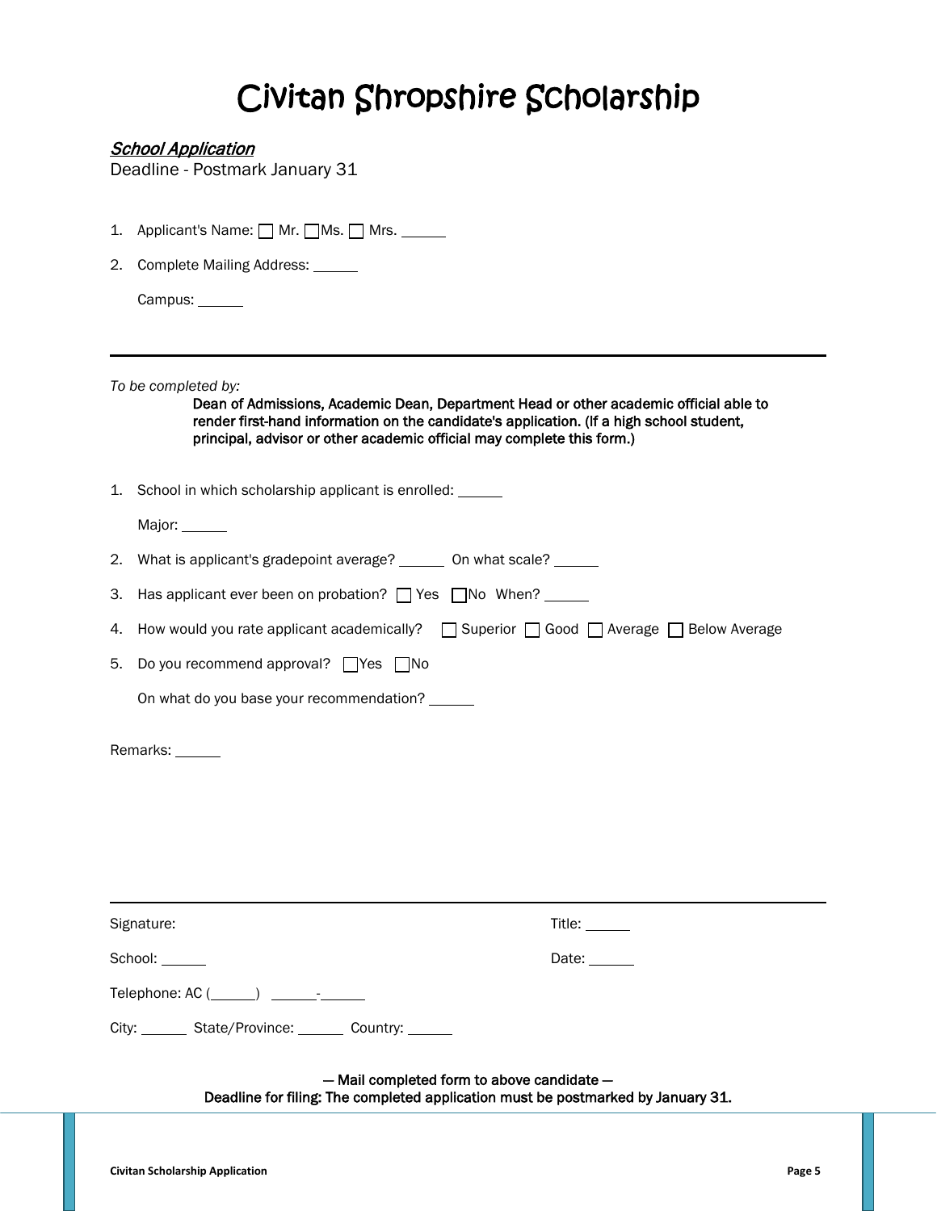# Civitan Shropshire Scholarship

***School Application***

Deadline - Postmark January 31

1. Applicant's Name: ☐ Mr. ☐ Ms. ☐ Mrs. ______
2. Complete Mailing Address: ______

   Campus: ______

---

*To be completed by:*

**Dean of Admissions, Academic Dean, Department Head or other academic official able to render first-hand information on the candidate's application. (If a high school student, principal, advisor or other academic official may complete this form.)**

1. School in which scholarship applicant is enrolled: ______

   Major: ______
2. What is applicant's gradepoint average? ______ On what scale? ______
3. Has applicant ever been on probation? ☐ Yes ☐ No When? ______
4. How would you rate applicant academically? ☐ Superior ☐ Good ☐ Average ☐ Below Average
5. Do you recommend approval? ☐ Yes ☐ No

   On what do you base your recommendation? ______

Remarks: ______

---

Signature:

Title: ______

School: ______

Date: ______

Telephone: AC (______) ______-______

City: ______ State/Province: ______ Country: ______

**— Mail completed form to above candidate —**

**Deadline for filing: The completed application must be postmarked by January 31.**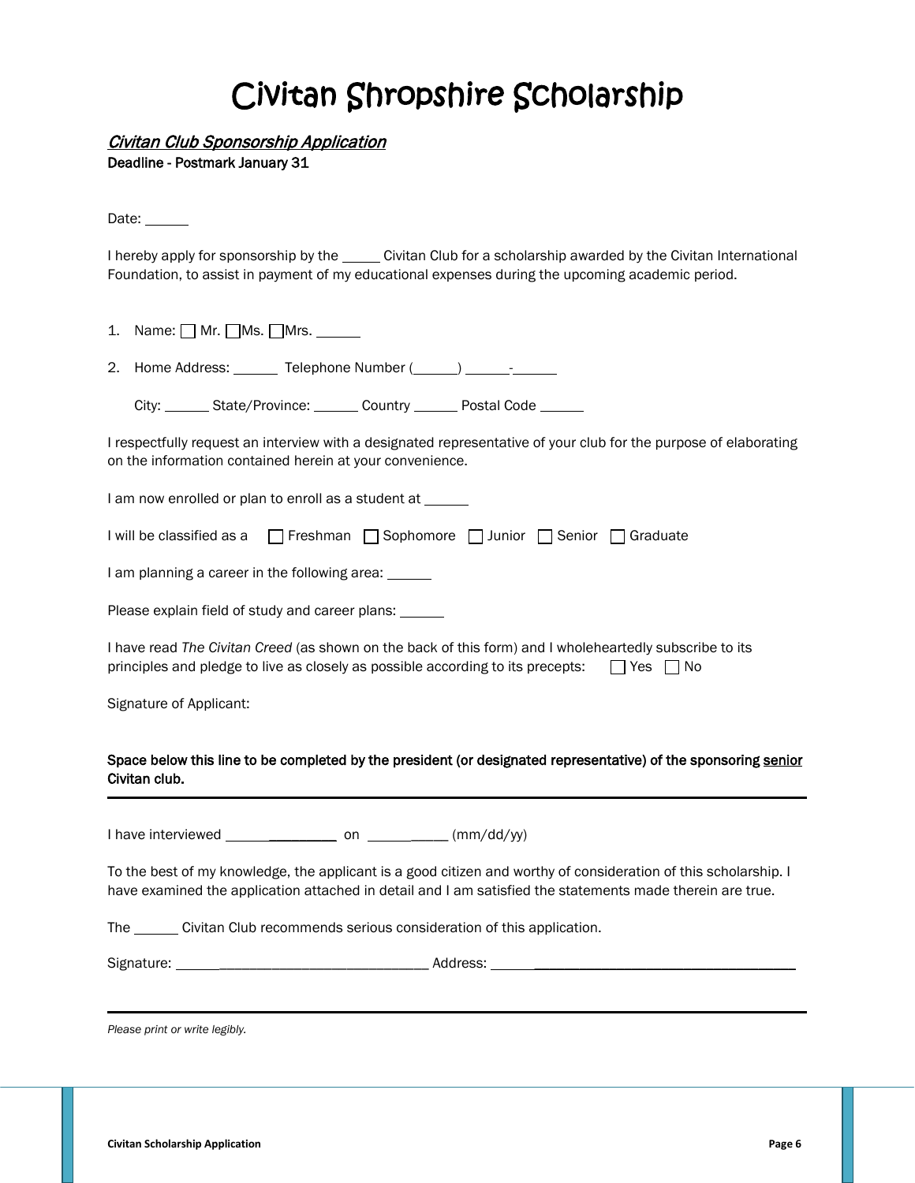# Civitan Shropshire Scholarship

***Civitan Club Sponsorship Application***

**Deadline - Postmark January 31**

Date: ______

I hereby apply for sponsorship by the _____ Civitan Club for a scholarship awarded by the Civitan International Foundation, to assist in payment of my educational expenses during the upcoming academic period.

1. Name: ☐ Mr. ☐ Ms. ☐ Mrs. ______
2. Home Address: ______ Telephone Number (______) ______-______

   City: ______ State/Province: ______ Country ______ Postal Code ______

I respectfully request an interview with a designated representative of your club for the purpose of elaborating on the information contained herein at your convenience.

I am now enrolled or plan to enroll as a student at ______

I will be classified as a ☐ Freshman ☐ Sophomore ☐ Junior ☐ Senior ☐ Graduate

I am planning a career in the following area: ______

Please explain field of study and career plans: ______

I have read *The Civitan Creed* (as shown on the back of this form) and I wholeheartedly subscribe to its principles and pledge to live as closely as possible according to its precepts: ☐ Yes ☐ No

Signature of Applicant:

**Space below this line to be completed by the president (or designated representative) of the sponsoring senior Civitan club.**

---

I have interviewed ________________ on ___________ (mm/dd/yy)

To the best of my knowledge, the applicant is a good citizen and worthy of consideration of this scholarship. I have examined the application attached in detail and I am satisfied the statements made therein are true.

The ______ Civitan Club recommends serious consideration of this application.

Signature: ____________________________________ Address: ____________________________________________

---

*Please print or write legibly.*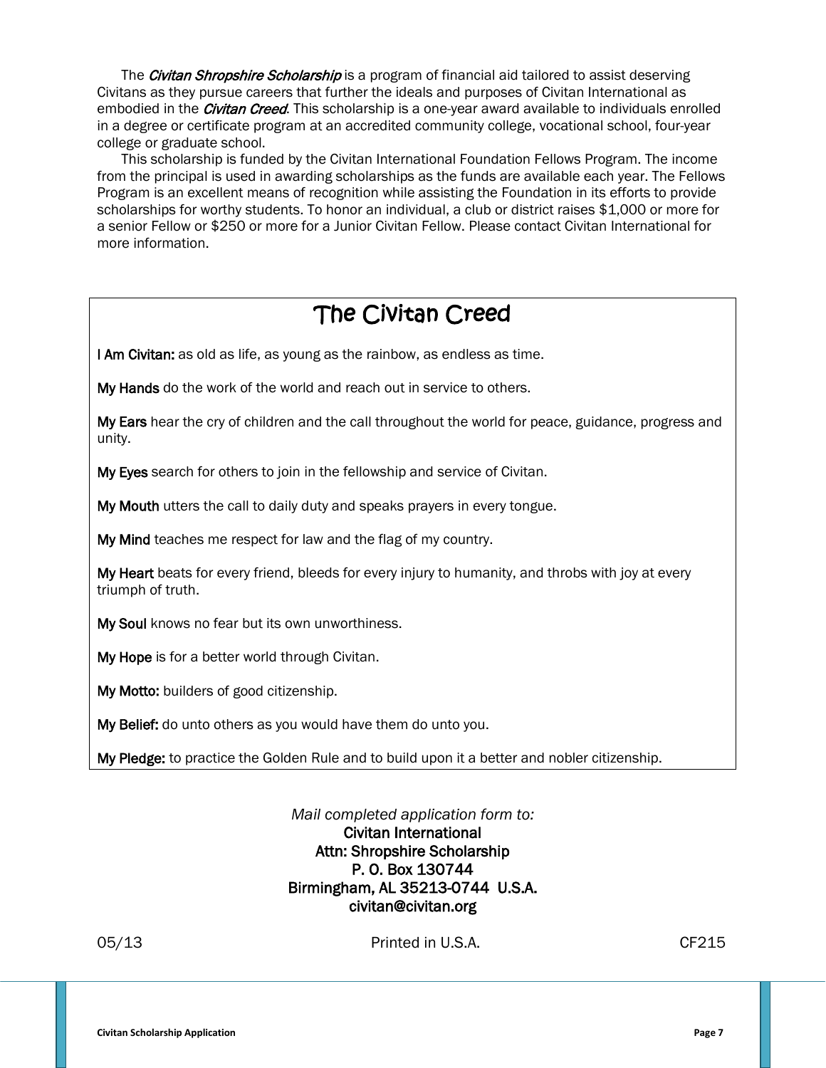The *Civitan Shropshire Scholarship* is a program of financial aid tailored to assist deserving Civitans as they pursue careers that further the ideals and purposes of Civitan International as embodied in the *Civitan Creed*. This scholarship is a one-year award available to individuals enrolled in a degree or certificate program at an accredited community college, vocational school, four-year college or graduate school.

This scholarship is funded by the Civitan International Foundation Fellows Program. The income from the principal is used in awarding scholarships as the funds are available each year. The Fellows Program is an excellent means of recognition while assisting the Foundation in its efforts to provide scholarships for worthy students. To honor an individual, a club or district raises $1,000 or more for a senior Fellow or $250 or more for a Junior Civitan Fellow. Please contact Civitan International for more information.

## The Civitan Creed

**I Am Civitan:** as old as life, as young as the rainbow, as endless as time.

**My Hands** do the work of the world and reach out in service to others.

**My Ears** hear the cry of children and the call throughout the world for peace, guidance, progress and unity.

**My Eyes** search for others to join in the fellowship and service of Civitan.

**My Mouth** utters the call to daily duty and speaks prayers in every tongue.

**My Mind** teaches me respect for law and the flag of my country.

**My Heart** beats for every friend, bleeds for every injury to humanity, and throbs with joy at every triumph of truth.

**My Soul** knows no fear but its own unworthiness.

**My Hope** is for a better world through Civitan.

**My Motto:** builders of good citizenship.

**My Belief:** do unto others as you would have them do unto you.

**My Pledge:** to practice the Golden Rule and to build upon it a better and nobler citizenship.

*Mail completed application form to:*
Civitan International
Attn: Shropshire Scholarship
P. O. Box 130744
Birmingham, AL 35213-0744 U.S.A.
civitan@civitan.org

05/13 Printed in U.S.A. CF215